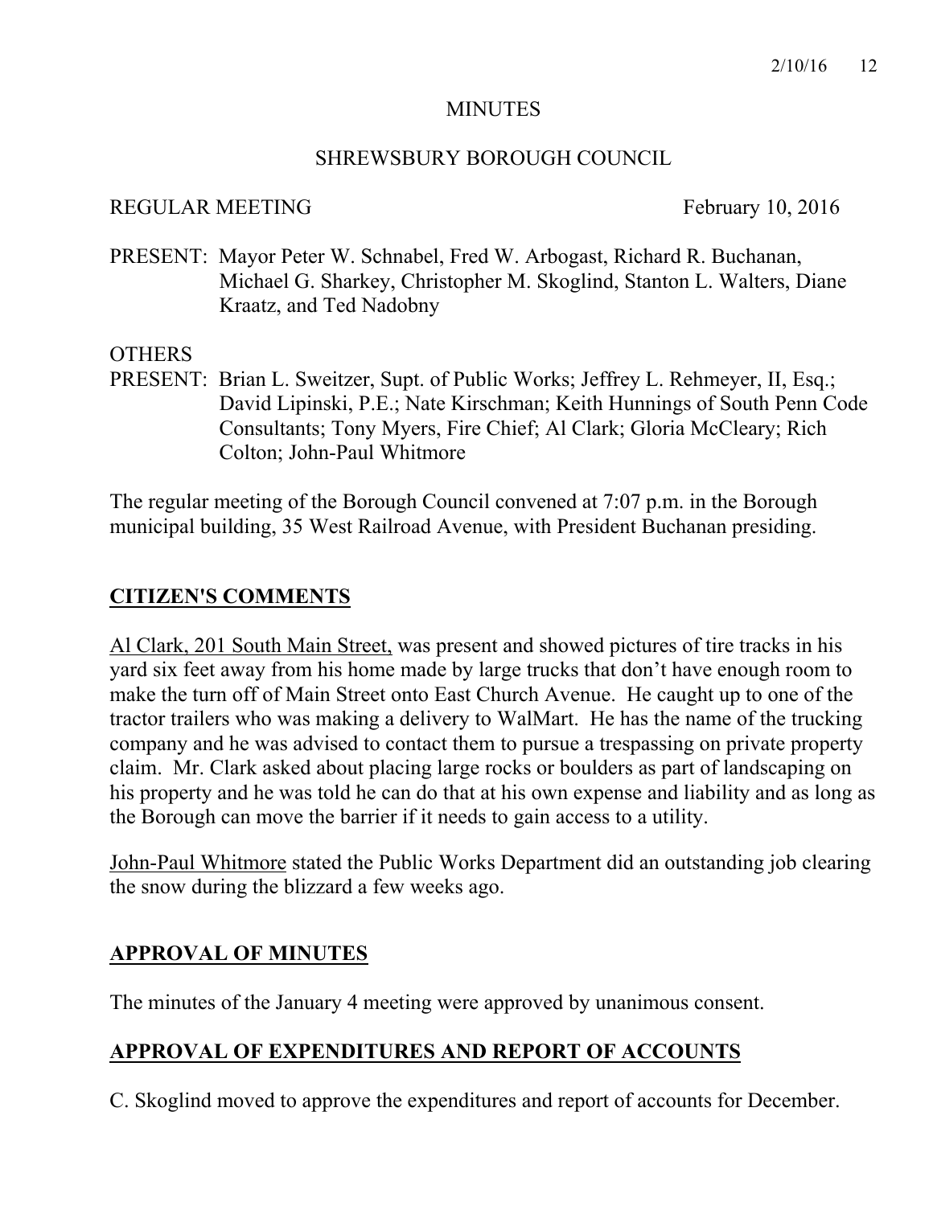# MINUTES

## SHREWSBURY BOROUGH COUNCIL

REGULAR MEETING February 10, 2016

PRESENT: Mayor Peter W. Schnabel, Fred W. Arbogast, Richard R. Buchanan, Michael G. Sharkey, Christopher M. Skoglind, Stanton L. Walters, Diane Kraatz, and Ted Nadobny

OTHERS
PRESENT: Brian L. Sweitzer, Supt. of Public Works; Jeffrey L. Rehmeyer, II, Esq.; David Lipinski, P.E.; Nate Kirschman; Keith Hunnings of South Penn Code Consultants; Tony Myers, Fire Chief; Al Clark; Gloria McCleary; Rich Colton; John-Paul Whitmore

The regular meeting of the Borough Council convened at 7:07 p.m. in the Borough municipal building, 35 West Railroad Avenue, with President Buchanan presiding.

## CITIZEN'S COMMENTS

Al Clark, 201 South Main Street, was present and showed pictures of tire tracks in his yard six feet away from his home made by large trucks that don't have enough room to make the turn off of Main Street onto East Church Avenue. He caught up to one of the tractor trailers who was making a delivery to WalMart. He has the name of the trucking company and he was advised to contact them to pursue a trespassing on private property claim. Mr. Clark asked about placing large rocks or boulders as part of landscaping on his property and he was told he can do that at his own expense and liability and as long as the Borough can move the barrier if it needs to gain access to a utility.

John-Paul Whitmore stated the Public Works Department did an outstanding job clearing the snow during the blizzard a few weeks ago.

## APPROVAL OF MINUTES

The minutes of the January 4 meeting were approved by unanimous consent.

## APPROVAL OF EXPENDITURES AND REPORT OF ACCOUNTS

C. Skoglind moved to approve the expenditures and report of accounts for December.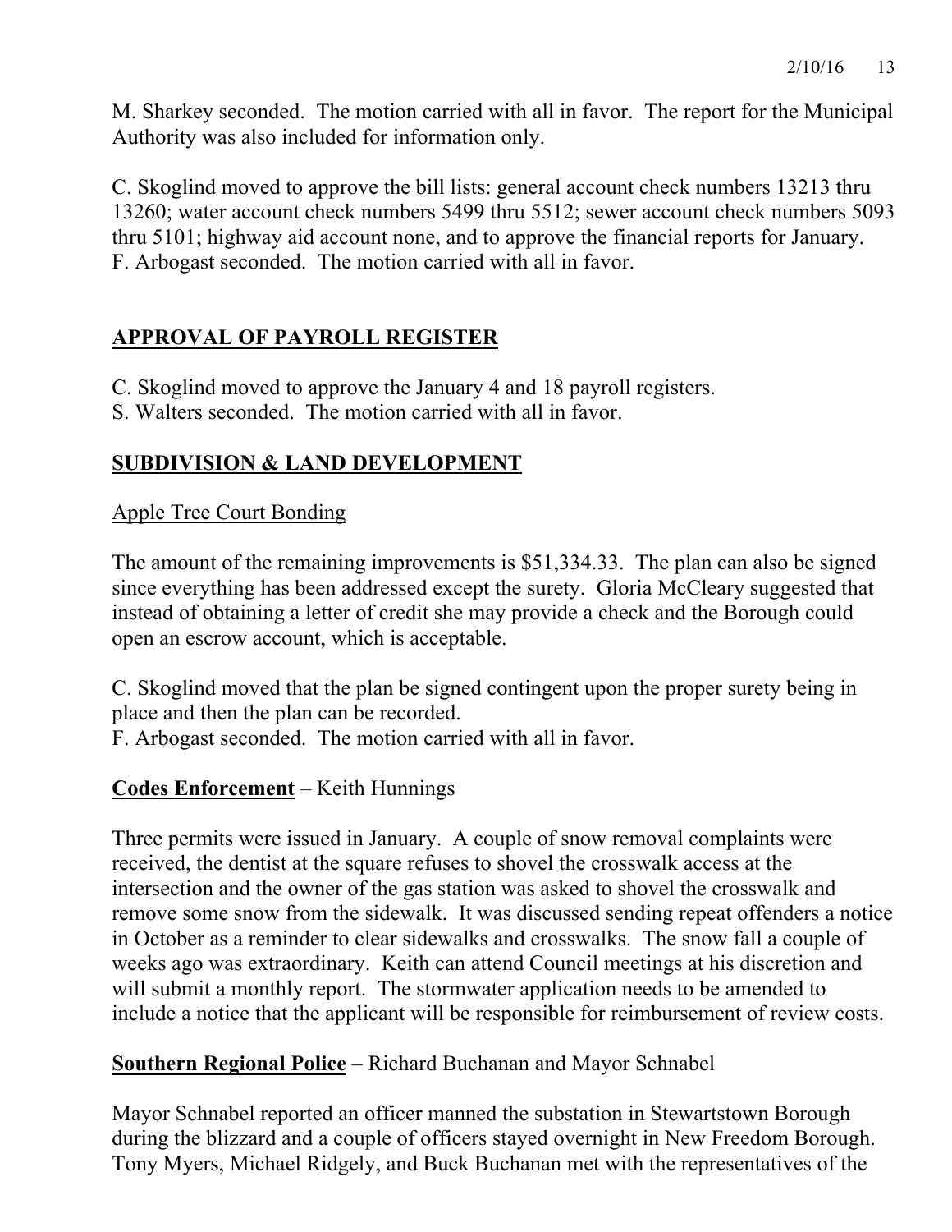M. Sharkey seconded. The motion carried with all in favor. The report for the Municipal Authority was also included for information only.

C. Skoglind moved to approve the bill lists: general account check numbers 13213 thru 13260; water account check numbers 5499 thru 5512; sewer account check numbers 5093 thru 5101; highway aid account none, and to approve the financial reports for January.
F. Arbogast seconded. The motion carried with all in favor.

## APPROVAL OF PAYROLL REGISTER

C. Skoglind moved to approve the January 4 and 18 payroll registers.
S. Walters seconded. The motion carried with all in favor.

## SUBDIVISION & LAND DEVELOPMENT

Apple Tree Court Bonding

The amount of the remaining improvements is $51,334.33. The plan can also be signed since everything has been addressed except the surety. Gloria McCleary suggested that instead of obtaining a letter of credit she may provide a check and the Borough could open an escrow account, which is acceptable.

C. Skoglind moved that the plan be signed contingent upon the proper surety being in place and then the plan can be recorded.
F. Arbogast seconded. The motion carried with all in favor.

**Codes Enforcement** – Keith Hunnings

Three permits were issued in January. A couple of snow removal complaints were received, the dentist at the square refuses to shovel the crosswalk access at the intersection and the owner of the gas station was asked to shovel the crosswalk and remove some snow from the sidewalk. It was discussed sending repeat offenders a notice in October as a reminder to clear sidewalks and crosswalks. The snow fall a couple of weeks ago was extraordinary. Keith can attend Council meetings at his discretion and will submit a monthly report. The stormwater application needs to be amended to include a notice that the applicant will be responsible for reimbursement of review costs.

**Southern Regional Police** – Richard Buchanan and Mayor Schnabel

Mayor Schnabel reported an officer manned the substation in Stewartstown Borough during the blizzard and a couple of officers stayed overnight in New Freedom Borough. Tony Myers, Michael Ridgely, and Buck Buchanan met with the representatives of the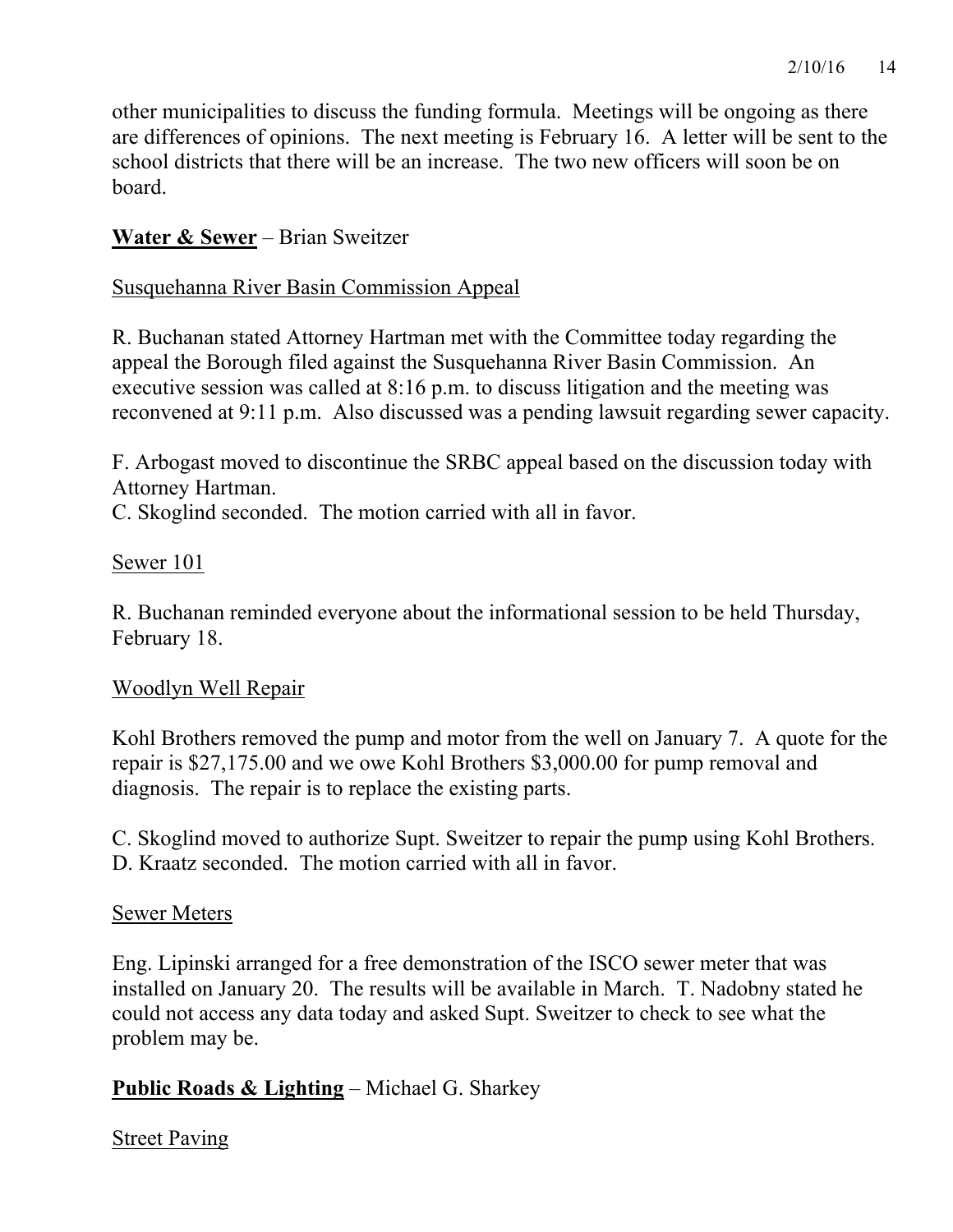other municipalities to discuss the funding formula. Meetings will be ongoing as there are differences of opinions. The next meeting is February 16. A letter will be sent to the school districts that there will be an increase. The two new officers will soon be on board.

**<u>Water & Sewer</u>** – Brian Sweitzer

<u>Susquehanna River Basin Commission Appeal</u>

R. Buchanan stated Attorney Hartman met with the Committee today regarding the appeal the Borough filed against the Susquehanna River Basin Commission. An executive session was called at 8:16 p.m. to discuss litigation and the meeting was reconvened at 9:11 p.m. Also discussed was a pending lawsuit regarding sewer capacity.

F. Arbogast moved to discontinue the SRBC appeal based on the discussion today with Attorney Hartman.
C. Skoglind seconded. The motion carried with all in favor.

<u>Sewer 101</u>

R. Buchanan reminded everyone about the informational session to be held Thursday, February 18.

<u>Woodlyn Well Repair</u>

Kohl Brothers removed the pump and motor from the well on January 7. A quote for the repair is $27,175.00 and we owe Kohl Brothers $3,000.00 for pump removal and diagnosis. The repair is to replace the existing parts.

C. Skoglind moved to authorize Supt. Sweitzer to repair the pump using Kohl Brothers.
D. Kraatz seconded. The motion carried with all in favor.

<u>Sewer Meters</u>

Eng. Lipinski arranged for a free demonstration of the ISCO sewer meter that was installed on January 20. The results will be available in March. T. Nadobny stated he could not access any data today and asked Supt. Sweitzer to check to see what the problem may be.

**<u>Public Roads & Lighting</u>** – Michael G. Sharkey

<u>Street Paving</u>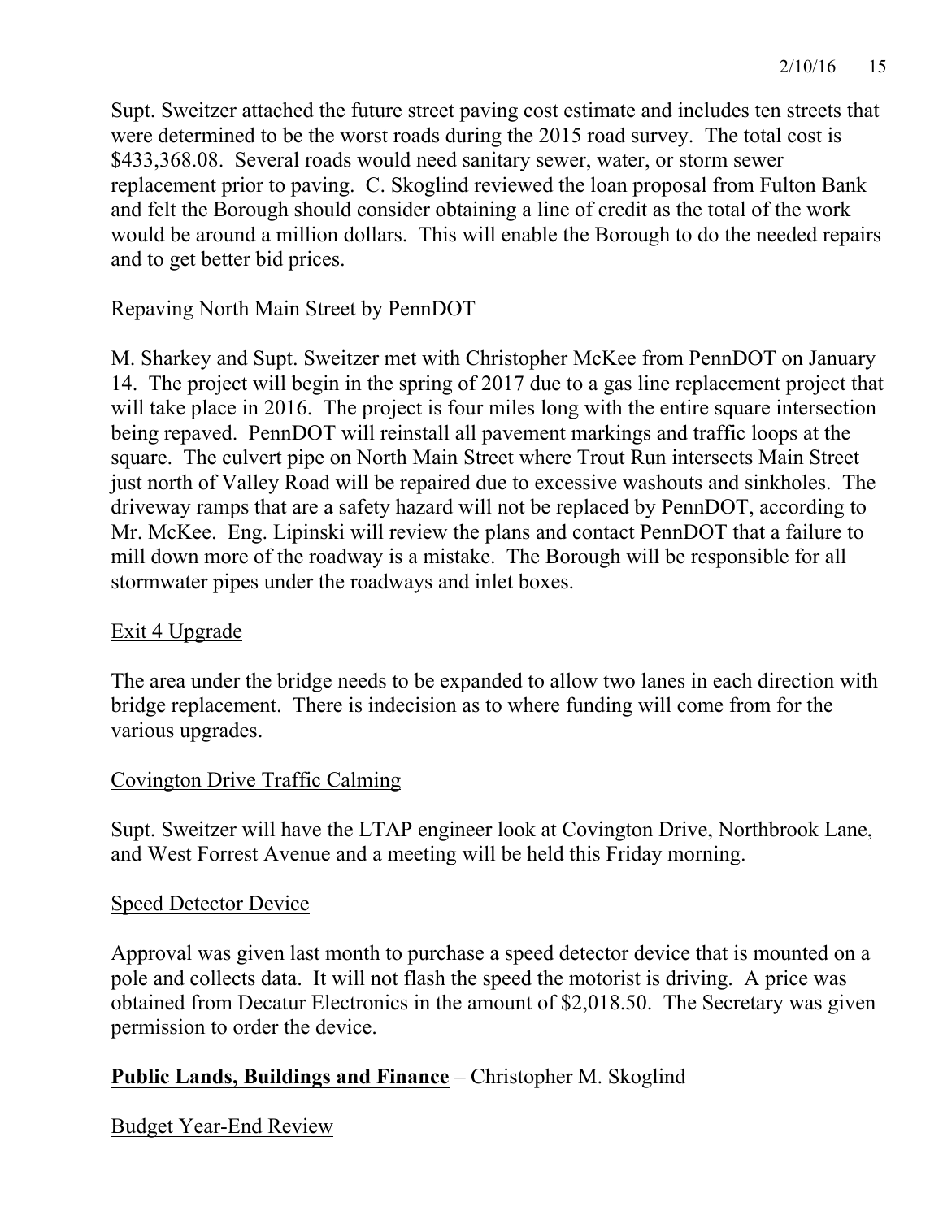Supt. Sweitzer attached the future street paving cost estimate and includes ten streets that were determined to be the worst roads during the 2015 road survey. The total cost is $433,368.08. Several roads would need sanitary sewer, water, or storm sewer replacement prior to paving. C. Skoglind reviewed the loan proposal from Fulton Bank and felt the Borough should consider obtaining a line of credit as the total of the work would be around a million dollars. This will enable the Borough to do the needed repairs and to get better bid prices.

<u>Repaving North Main Street by PennDOT</u>

M. Sharkey and Supt. Sweitzer met with Christopher McKee from PennDOT on January 14. The project will begin in the spring of 2017 due to a gas line replacement project that will take place in 2016. The project is four miles long with the entire square intersection being repaved. PennDOT will reinstall all pavement markings and traffic loops at the square. The culvert pipe on North Main Street where Trout Run intersects Main Street just north of Valley Road will be repaired due to excessive washouts and sinkholes. The driveway ramps that are a safety hazard will not be replaced by PennDOT, according to Mr. McKee. Eng. Lipinski will review the plans and contact PennDOT that a failure to mill down more of the roadway is a mistake. The Borough will be responsible for all stormwater pipes under the roadways and inlet boxes.

<u>Exit 4 Upgrade</u>

The area under the bridge needs to be expanded to allow two lanes in each direction with bridge replacement. There is indecision as to where funding will come from for the various upgrades.

<u>Covington Drive Traffic Calming</u>

Supt. Sweitzer will have the LTAP engineer look at Covington Drive, Northbrook Lane, and West Forrest Avenue and a meeting will be held this Friday morning.

<u>Speed Detector Device</u>

Approval was given last month to purchase a speed detector device that is mounted on a pole and collects data. It will not flash the speed the motorist is driving. A price was obtained from Decatur Electronics in the amount of $2,018.50. The Secretary was given permission to order the device.

**<u>Public Lands, Buildings and Finance</u>** – Christopher M. Skoglind

<u>Budget Year-End Review</u>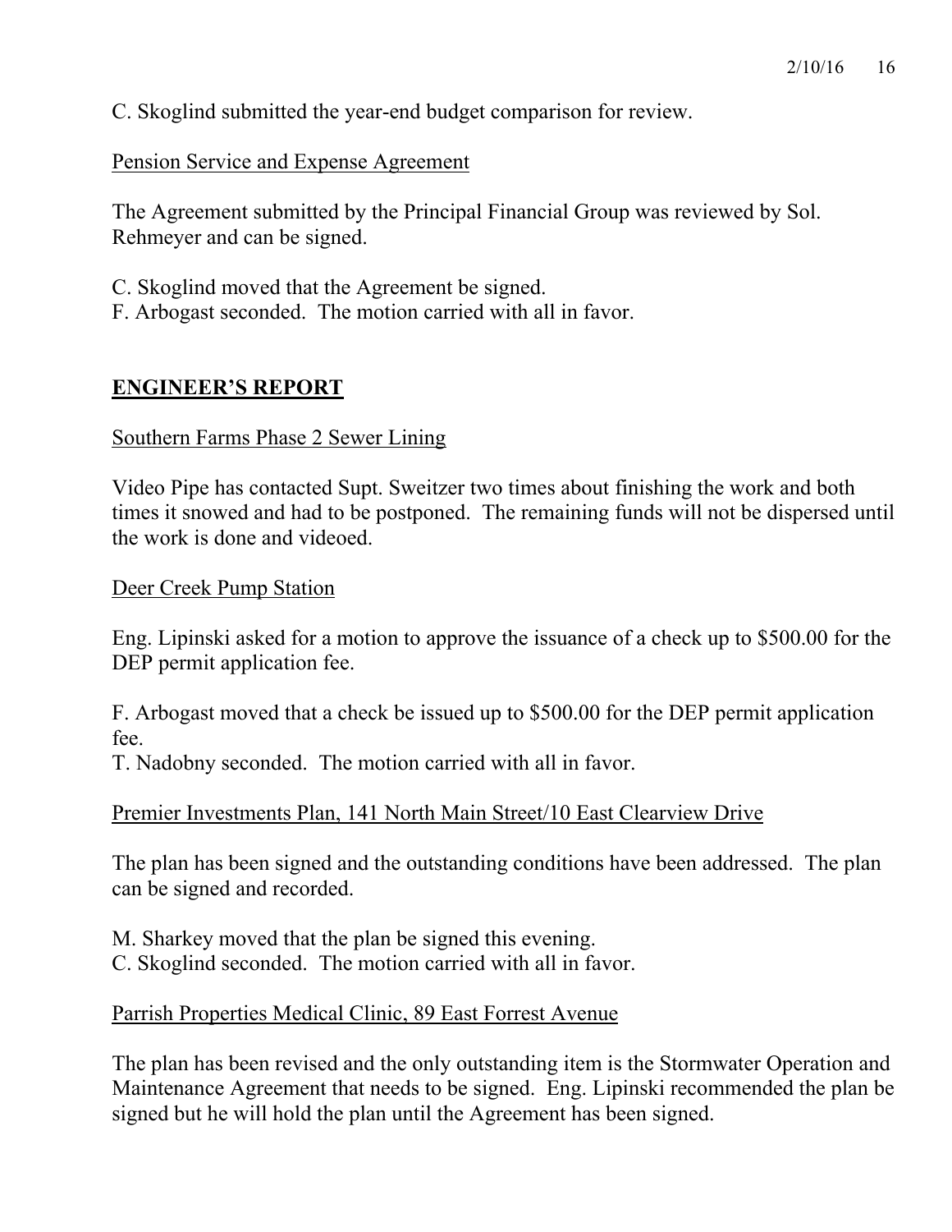C. Skoglind submitted the year-end budget comparison for review.

Pension Service and Expense Agreement

The Agreement submitted by the Principal Financial Group was reviewed by Sol. Rehmeyer and can be signed.

C. Skoglind moved that the Agreement be signed.
F. Arbogast seconded. The motion carried with all in favor.

## ENGINEER'S REPORT

Southern Farms Phase 2 Sewer Lining

Video Pipe has contacted Supt. Sweitzer two times about finishing the work and both times it snowed and had to be postponed. The remaining funds will not be dispersed until the work is done and videoed.

Deer Creek Pump Station

Eng. Lipinski asked for a motion to approve the issuance of a check up to $500.00 for the DEP permit application fee.

F. Arbogast moved that a check be issued up to $500.00 for the DEP permit application fee.
T. Nadobny seconded. The motion carried with all in favor.

Premier Investments Plan, 141 North Main Street/10 East Clearview Drive

The plan has been signed and the outstanding conditions have been addressed. The plan can be signed and recorded.

M. Sharkey moved that the plan be signed this evening.
C. Skoglind seconded. The motion carried with all in favor.

Parrish Properties Medical Clinic, 89 East Forrest Avenue

The plan has been revised and the only outstanding item is the Stormwater Operation and Maintenance Agreement that needs to be signed. Eng. Lipinski recommended the plan be signed but he will hold the plan until the Agreement has been signed.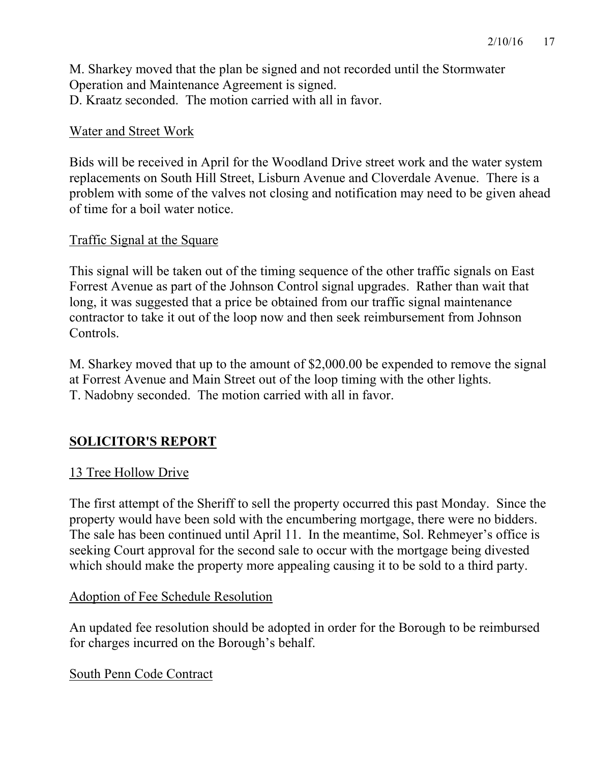M. Sharkey moved that the plan be signed and not recorded until the Stormwater Operation and Maintenance Agreement is signed.
D. Kraatz seconded. The motion carried with all in favor.

Water and Street Work

Bids will be received in April for the Woodland Drive street work and the water system replacements on South Hill Street, Lisburn Avenue and Cloverdale Avenue. There is a problem with some of the valves not closing and notification may need to be given ahead of time for a boil water notice.

Traffic Signal at the Square

This signal will be taken out of the timing sequence of the other traffic signals on East Forrest Avenue as part of the Johnson Control signal upgrades. Rather than wait that long, it was suggested that a price be obtained from our traffic signal maintenance contractor to take it out of the loop now and then seek reimbursement from Johnson Controls.

M. Sharkey moved that up to the amount of $2,000.00 be expended to remove the signal at Forrest Avenue and Main Street out of the loop timing with the other lights.
T. Nadobny seconded. The motion carried with all in favor.

## SOLICITOR'S REPORT

13 Tree Hollow Drive

The first attempt of the Sheriff to sell the property occurred this past Monday. Since the property would have been sold with the encumbering mortgage, there were no bidders. The sale has been continued until April 11. In the meantime, Sol. Rehmeyer's office is seeking Court approval for the second sale to occur with the mortgage being divested which should make the property more appealing causing it to be sold to a third party.

Adoption of Fee Schedule Resolution

An updated fee resolution should be adopted in order for the Borough to be reimbursed for charges incurred on the Borough's behalf.

South Penn Code Contract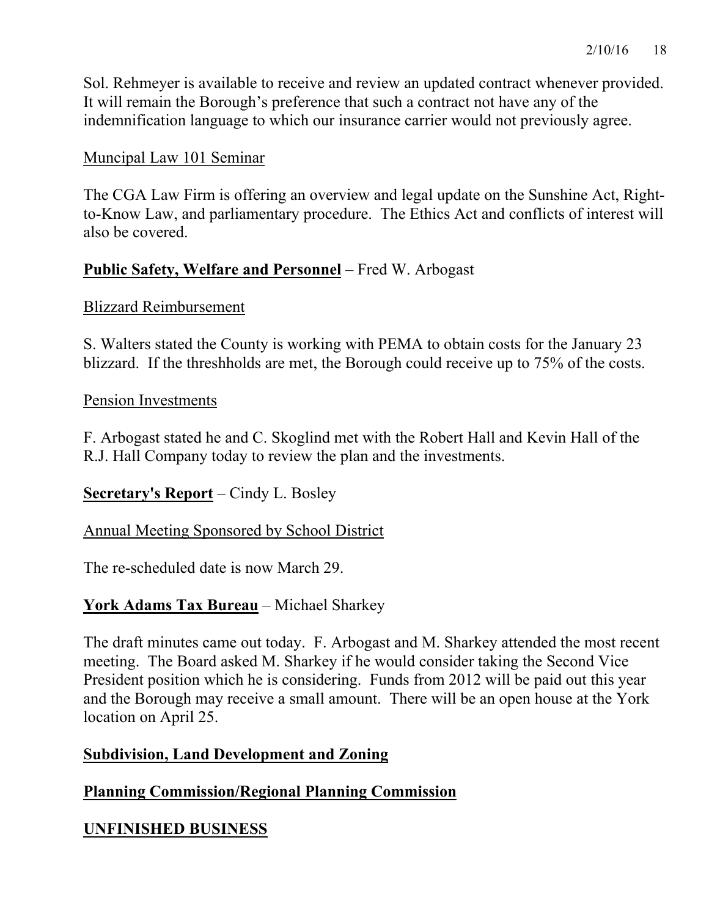Sol. Rehmeyer is available to receive and review an updated contract whenever provided. It will remain the Borough's preference that such a contract not have any of the indemnification language to which our insurance carrier would not previously agree.

Muncipal Law 101 Seminar

The CGA Law Firm is offering an overview and legal update on the Sunshine Act, Right-to-Know Law, and parliamentary procedure. The Ethics Act and conflicts of interest will also be covered.

**Public Safety, Welfare and Personnel** – Fred W. Arbogast

Blizzard Reimbursement

S. Walters stated the County is working with PEMA to obtain costs for the January 23 blizzard. If the threshholds are met, the Borough could receive up to 75% of the costs.

Pension Investments

F. Arbogast stated he and C. Skoglind met with the Robert Hall and Kevin Hall of the R.J. Hall Company today to review the plan and the investments.

**Secretary's Report** – Cindy L. Bosley

Annual Meeting Sponsored by School District

The re-scheduled date is now March 29.

**York Adams Tax Bureau** – Michael Sharkey

The draft minutes came out today. F. Arbogast and M. Sharkey attended the most recent meeting. The Board asked M. Sharkey if he would consider taking the Second Vice President position which he is considering. Funds from 2012 will be paid out this year and the Borough may receive a small amount. There will be an open house at the York location on April 25.

**Subdivision, Land Development and Zoning**

**Planning Commission/Regional Planning Commission**

**UNFINISHED BUSINESS**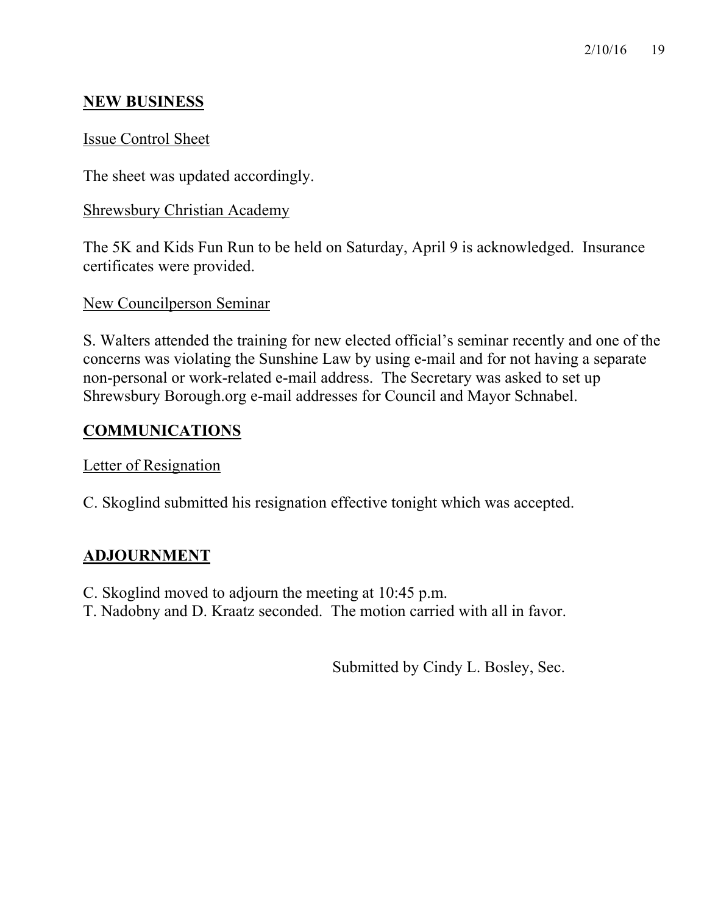## NEW BUSINESS

Issue Control Sheet

The sheet was updated accordingly.

Shrewsbury Christian Academy

The 5K and Kids Fun Run to be held on Saturday, April 9 is acknowledged. Insurance certificates were provided.

New Councilperson Seminar

S. Walters attended the training for new elected official's seminar recently and one of the concerns was violating the Sunshine Law by using e-mail and for not having a separate non-personal or work-related e-mail address. The Secretary was asked to set up Shrewsbury Borough.org e-mail addresses for Council and Mayor Schnabel.

## COMMUNICATIONS

Letter of Resignation

C. Skoglind submitted his resignation effective tonight which was accepted.

## ADJOURNMENT

C. Skoglind moved to adjourn the meeting at 10:45 p.m.
T. Nadobny and D. Kraatz seconded. The motion carried with all in favor.

Submitted by Cindy L. Bosley, Sec.